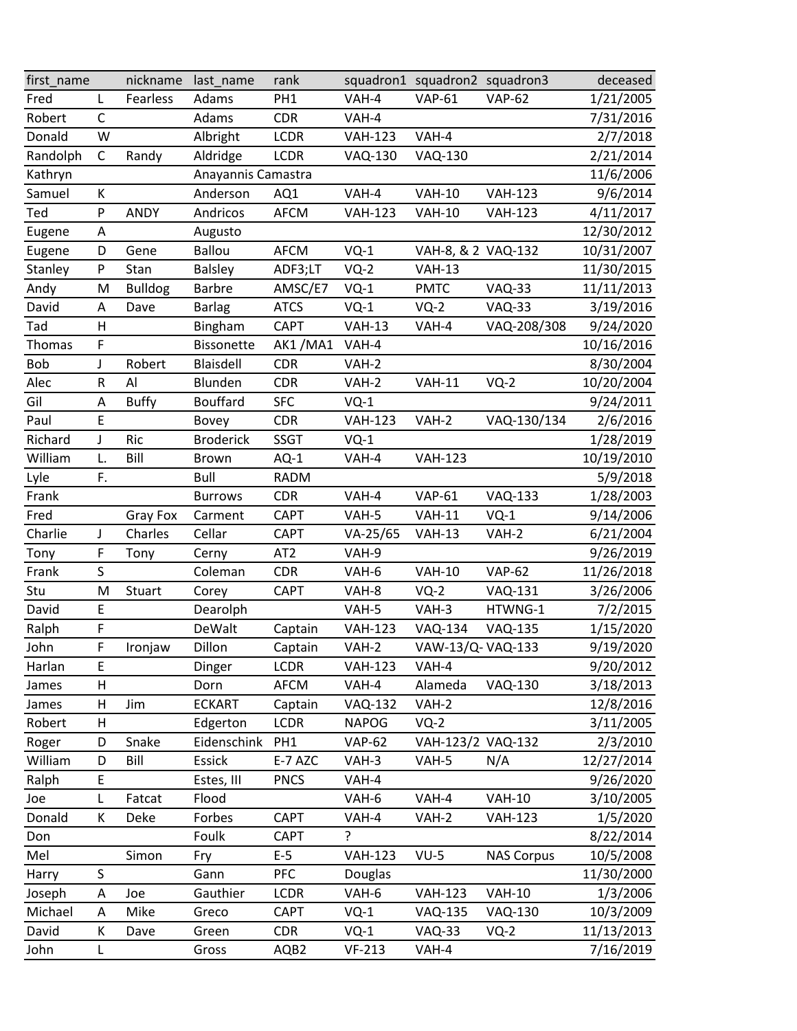| first_name | | nickname | last_name | rank | squadron1 | squadron2 | squadron3 | deceased |
|---|---|---|---|---|---|---|---|---|
| Fred | L | Fearless | Adams | PH1 | VAH-4 | VAP-61 | VAP-62 | 1/21/2005 |
| Robert | C | | Adams | CDR | VAH-4 | | | 7/31/2016 |
| Donald | W | | Albright | LCDR | VAH-123 | VAH-4 | | 2/7/2018 |
| Randolph | C | Randy | Aldridge | LCDR | VAQ-130 | VAQ-130 | | 2/21/2014 |
| Kathryn | | | Anayannis Camastra | | | | | 11/6/2006 |
| Samuel | K | | Anderson | AQ1 | VAH-4 | VAH-10 | VAH-123 | 9/6/2014 |
| Ted | P | ANDY | Andricos | AFCM | VAH-123 | VAH-10 | VAH-123 | 4/11/2017 |
| Eugene | A | | Augusto | | | | | 12/30/2012 |
| Eugene | D | Gene | Ballou | AFCM | VQ-1 | VAH-8, & 2 | VAQ-132 | 10/31/2007 |
| Stanley | P | Stan | Balsley | ADF3;LT | VQ-2 | VAH-13 | | 11/30/2015 |
| Andy | M | Bulldog | Barbre | AMSC/E7 | VQ-1 | PMTC | VAQ-33 | 11/11/2013 |
| David | A | Dave | Barlag | ATCS | VQ-1 | VQ-2 | VAQ-33 | 3/19/2016 |
| Tad | H | | Bingham | CAPT | VAH-13 | VAH-4 | VAQ-208/308 | 9/24/2020 |
| Thomas | F | | Bissonette | AK1 /MA1 | VAH-4 | | | 10/16/2016 |
| Bob | J | Robert | Blaisdell | CDR | VAH-2 | | | 8/30/2004 |
| Alec | R | Al | Blunden | CDR | VAH-2 | VAH-11 | VQ-2 | 10/20/2004 |
| Gil | A | Buffy | Bouffard | SFC | VQ-1 | | | 9/24/2011 |
| Paul | E | | Bovey | CDR | VAH-123 | VAH-2 | VAQ-130/134 | 2/6/2016 |
| Richard | J | Ric | Broderick | SSGT | VQ-1 | | | 1/28/2019 |
| William | L. | Bill | Brown | AQ-1 | VAH-4 | VAH-123 | | 10/19/2010 |
| Lyle | F. | | Bull | RADM | | | | 5/9/2018 |
| Frank | | | Burrows | CDR | VAH-4 | VAP-61 | VAQ-133 | 1/28/2003 |
| Fred | | Gray Fox | Carment | CAPT | VAH-5 | VAH-11 | VQ-1 | 9/14/2006 |
| Charlie | J | Charles | Cellar | CAPT | VA-25/65 | VAH-13 | VAH-2 | 6/21/2004 |
| Tony | F | Tony | Cerny | AT2 | VAH-9 | | | 9/26/2019 |
| Frank | S | | Coleman | CDR | VAH-6 | VAH-10 | VAP-62 | 11/26/2018 |
| Stu | M | Stuart | Corey | CAPT | VAH-8 | VQ-2 | VAQ-131 | 3/26/2006 |
| David | E | | Dearolph | | VAH-5 | VAH-3 | HTWNG-1 | 7/2/2015 |
| Ralph | F | | DeWalt | Captain | VAH-123 | VAQ-134 | VAQ-135 | 1/15/2020 |
| John | F | Ironjaw | Dillon | Captain | VAH-2 | VAW-13/Q- | VAQ-133 | 9/19/2020 |
| Harlan | E | | Dinger | LCDR | VAH-123 | VAH-4 | | 9/20/2012 |
| James | H | | Dorn | AFCM | VAH-4 | Alameda | VAQ-130 | 3/18/2013 |
| James | H | Jim | ECKART | Captain | VAQ-132 | VAH-2 | | 12/8/2016 |
| Robert | H | | Edgerton | LCDR | NAPOG | VQ-2 | | 3/11/2005 |
| Roger | D | Snake | Eidenschink | PH1 | VAP-62 | VAH-123/2 | VAQ-132 | 2/3/2010 |
| William | D | Bill | Essick | E-7 AZC | VAH-3 | VAH-5 | N/A | 12/27/2014 |
| Ralph | E | | Estes, III | PNCS | VAH-4 | | | 9/26/2020 |
| Joe | L | Fatcat | Flood | | VAH-6 | VAH-4 | VAH-10 | 3/10/2005 |
| Donald | K | Deke | Forbes | CAPT | VAH-4 | VAH-2 | VAH-123 | 1/5/2020 |
| Don | | | Foulk | CAPT | ? | | | 8/22/2014 |
| Mel | | Simon | Fry | E-5 | VAH-123 | VU-5 | NAS Corpus | 10/5/2008 |
| Harry | S | | Gann | PFC | Douglas | | | 11/30/2000 |
| Joseph | A | Joe | Gauthier | LCDR | VAH-6 | VAH-123 | VAH-10 | 1/3/2006 |
| Michael | A | Mike | Greco | CAPT | VQ-1 | VAQ-135 | VAQ-130 | 10/3/2009 |
| David | K | Dave | Green | CDR | VQ-1 | VAQ-33 | VQ-2 | 11/13/2013 |
| John | L | | Gross | AQB2 | VF-213 | VAH-4 | | 7/16/2019 |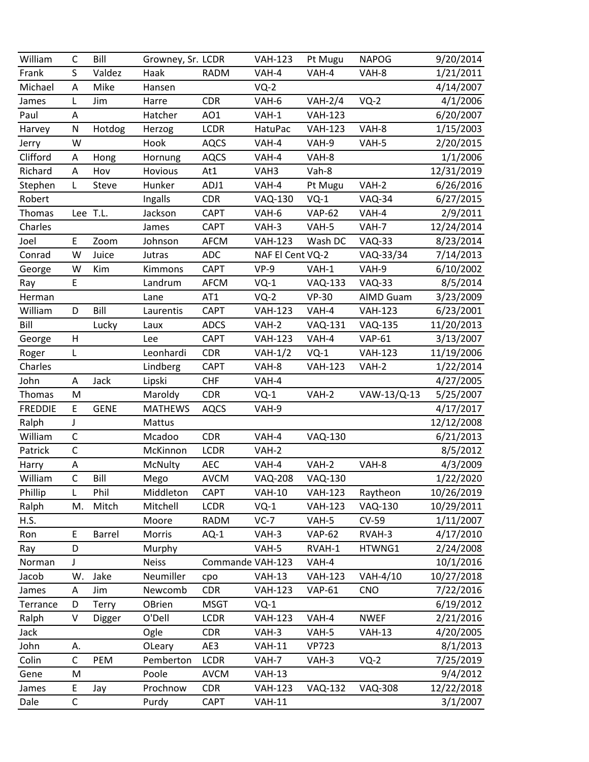| William | C | Bill | Growney, Sr. | LCDR | VAH-123 | Pt Mugu | NAPOG | 9/20/2014 |
|---|---|---|---|---|---|---|---|---|
| Frank | S | Valdez | Haak | RADM | VAH-4 | VAH-4 | VAH-8 | 1/21/2011 |
| Michael | A | Mike | Hansen | | VQ-2 | | | 4/14/2007 |
| James | L | Jim | Harre | CDR | VAH-6 | VAH-2/4 | VQ-2 | 4/1/2006 |
| Paul | A | | Hatcher | AO1 | VAH-1 | VAH-123 | | 6/20/2007 |
| Harvey | N | Hotdog | Herzog | LCDR | HatuPac | VAH-123 | VAH-8 | 1/15/2003 |
| Jerry | W | | Hook | AQCS | VAH-4 | VAH-9 | VAH-5 | 2/20/2015 |
| Clifford | A | Hong | Hornung | AQCS | VAH-4 | VAH-8 | | 1/1/2006 |
| Richard | A | Hov | Hovious | At1 | VAH3 | Vah-8 | | 12/31/2019 |
| Stephen | L | Steve | Hunker | ADJ1 | VAH-4 | Pt Mugu | VAH-2 | 6/26/2016 |
| Robert | | | Ingalls | CDR | VAQ-130 | VQ-1 | VAQ-34 | 6/27/2015 |
| Thomas | Lee | T.L. | Jackson | CAPT | VAH-6 | VAP-62 | VAH-4 | 2/9/2011 |
| Charles | | | James | CAPT | VAH-3 | VAH-5 | VAH-7 | 12/24/2014 |
| Joel | E | Zoom | Johnson | AFCM | VAH-123 | Wash DC | VAQ-33 | 8/23/2014 |
| Conrad | W | Juice | Jutras | ADC | NAF El Cent | VQ-2 | VAQ-33/34 | 7/14/2013 |
| George | W | Kim | Kimmons | CAPT | VP-9 | VAH-1 | VAH-9 | 6/10/2002 |
| Ray | E | | Landrum | AFCM | VQ-1 | VAQ-133 | VAQ-33 | 8/5/2014 |
| Herman | | | Lane | AT1 | VQ-2 | VP-30 | AIMD Guam | 3/23/2009 |
| William | D | Bill | Laurentis | CAPT | VAH-123 | VAH-4 | VAH-123 | 6/23/2001 |
| Bill | | Lucky | Laux | ADCS | VAH-2 | VAQ-131 | VAQ-135 | 11/20/2013 |
| George | H | | Lee | CAPT | VAH-123 | VAH-4 | VAP-61 | 3/13/2007 |
| Roger | L | | Leonhardi | CDR | VAH-1/2 | VQ-1 | VAH-123 | 11/19/2006 |
| Charles | | | Lindberg | CAPT | VAH-8 | VAH-123 | VAH-2 | 1/22/2014 |
| John | A | Jack | Lipski | CHF | VAH-4 | | | 4/27/2005 |
| Thomas | M | | Maroldy | CDR | VQ-1 | VAH-2 | VAW-13/Q-13 | 5/25/2007 |
| FREDDIE | E | GENE | MATHEWS | AQCS | VAH-9 | | | 4/17/2017 |
| Ralph | J | | Mattus | | | | | 12/12/2008 |
| William | C | | Mcadoo | CDR | VAH-4 | VAQ-130 | | 6/21/2013 |
| Patrick | C | | McKinnon | LCDR | VAH-2 | | | 8/5/2012 |
| Harry | A | | McNulty | AEC | VAH-4 | VAH-2 | VAH-8 | 4/3/2009 |
| William | C | Bill | Mego | AVCM | VAQ-208 | VAQ-130 | | 1/22/2020 |
| Phillip | L | Phil | Middleton | CAPT | VAH-10 | VAH-123 | Raytheon | 10/26/2019 |
| Ralph | M. | Mitch | Mitchell | LCDR | VQ-1 | VAH-123 | VAQ-130 | 10/29/2011 |
| H.S. | | | Moore | RADM | VC-7 | VAH-5 | CV-59 | 1/11/2007 |
| Ron | E | Barrel | Morris | AQ-1 | VAH-3 | VAP-62 | RVAH-3 | 4/17/2010 |
| Ray | D | | Murphy | | VAH-5 | RVAH-1 | HTWNG1 | 2/24/2008 |
| Norman | J | | Neiss | Commande | VAH-123 | VAH-4 | | 10/1/2016 |
| Jacob | W. | Jake | Neumiller | cpo | VAH-13 | VAH-123 | VAH-4/10 | 10/27/2018 |
| James | A | Jim | Newcomb | CDR | VAH-123 | VAP-61 | CNO | 7/22/2016 |
| Terrance | D | Terry | OBrien | MSGT | VQ-1 | | | 6/19/2012 |
| Ralph | V | Digger | O'Dell | LCDR | VAH-123 | VAH-4 | NWEF | 2/21/2016 |
| Jack | | | Ogle | CDR | VAH-3 | VAH-5 | VAH-13 | 4/20/2005 |
| John | A. | | OLeary | AE3 | VAH-11 | VP723 | | 8/1/2013 |
| Colin | C | PEM | Pemberton | LCDR | VAH-7 | VAH-3 | VQ-2 | 7/25/2019 |
| Gene | M | | Poole | AVCM | VAH-13 | | | 9/4/2012 |
| James | E | Jay | Prochnow | CDR | VAH-123 | VAQ-132 | VAQ-308 | 12/22/2018 |
| Dale | C | | Purdy | CAPT | VAH-11 | | | 3/1/2007 |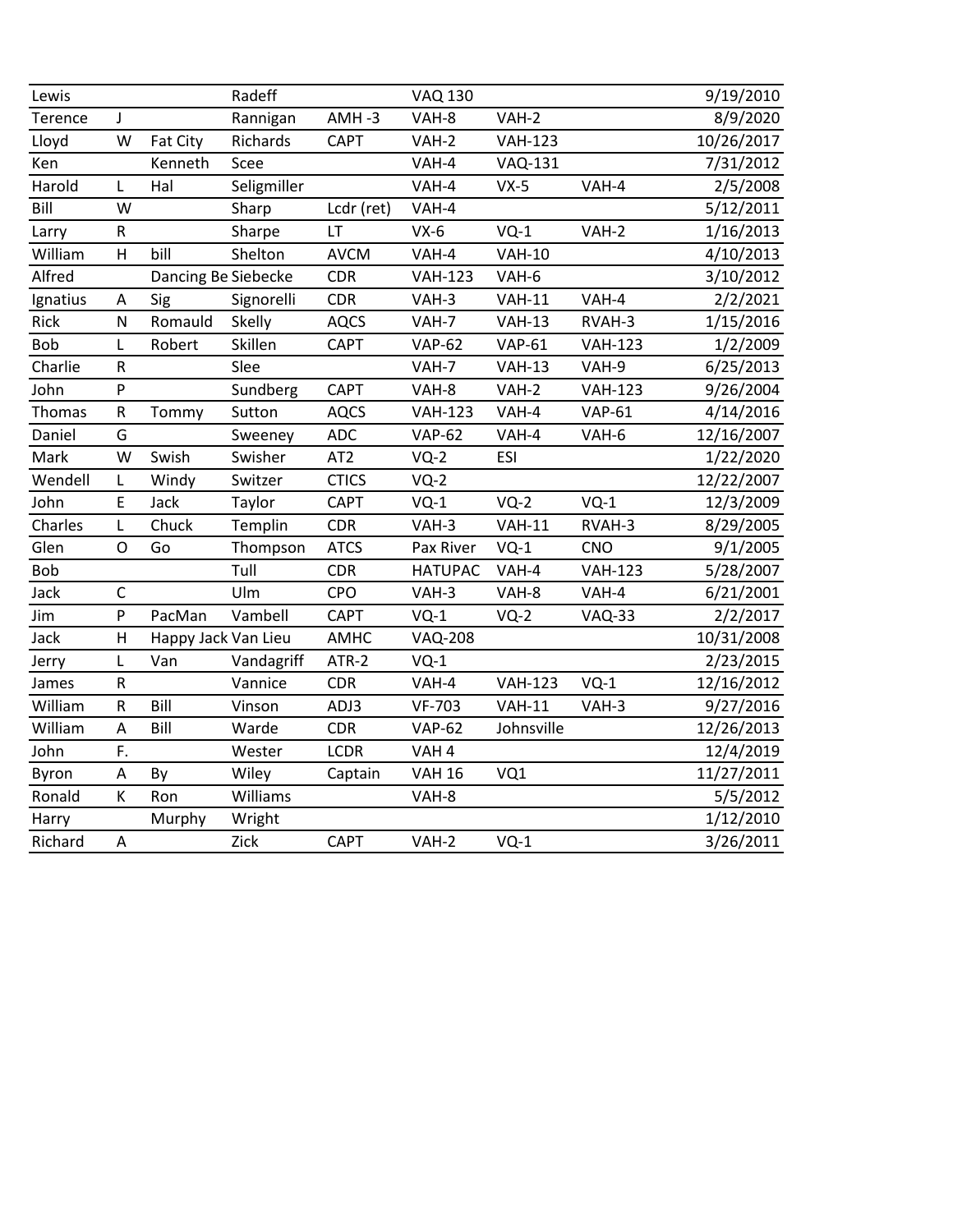| | | | | | | | | |
|---|---|---|---|---|---|---|---|---|
| Lewis | | | Radeff | | VAQ 130 | | | 9/19/2010 |
| Terence | J | | Rannigan | AMH -3 | VAH-8 | VAH-2 | | 8/9/2020 |
| Lloyd | W | Fat City | Richards | CAPT | VAH-2 | VAH-123 | | 10/26/2017 |
| Ken | | Kenneth | Scee | | VAH-4 | VAQ-131 | | 7/31/2012 |
| Harold | L | Hal | Seligmiller | | VAH-4 | VX-5 | VAH-4 | 2/5/2008 |
| Bill | W | | Sharp | Lcdr (ret) | VAH-4 | | | 5/12/2011 |
| Larry | R | | Sharpe | LT | VX-6 | VQ-1 | VAH-2 | 1/16/2013 |
| William | H | bill | Shelton | AVCM | VAH-4 | VAH-10 | | 4/10/2013 |
| Alfred | | Dancing Be | Siebecke | CDR | VAH-123 | VAH-6 | | 3/10/2012 |
| Ignatius | A | Sig | Signorelli | CDR | VAH-3 | VAH-11 | VAH-4 | 2/2/2021 |
| Rick | N | Romauld | Skelly | AQCS | VAH-7 | VAH-13 | RVAH-3 | 1/15/2016 |
| Bob | L | Robert | Skillen | CAPT | VAP-62 | VAP-61 | VAH-123 | 1/2/2009 |
| Charlie | R | | Slee | | VAH-7 | VAH-13 | VAH-9 | 6/25/2013 |
| John | P | | Sundberg | CAPT | VAH-8 | VAH-2 | VAH-123 | 9/26/2004 |
| Thomas | R | Tommy | Sutton | AQCS | VAH-123 | VAH-4 | VAP-61 | 4/14/2016 |
| Daniel | G | | Sweeney | ADC | VAP-62 | VAH-4 | VAH-6 | 12/16/2007 |
| Mark | W | Swish | Swisher | AT2 | VQ-2 | ESI | | 1/22/2020 |
| Wendell | L | Windy | Switzer | CTICS | VQ-2 | | | 12/22/2007 |
| John | E | Jack | Taylor | CAPT | VQ-1 | VQ-2 | VQ-1 | 12/3/2009 |
| Charles | L | Chuck | Templin | CDR | VAH-3 | VAH-11 | RVAH-3 | 8/29/2005 |
| Glen | O | Go | Thompson | ATCS | Pax River | VQ-1 | CNO | 9/1/2005 |
| Bob | | | Tull | CDR | HATUPAC | VAH-4 | VAH-123 | 5/28/2007 |
| Jack | C | | Ulm | CPO | VAH-3 | VAH-8 | VAH-4 | 6/21/2001 |
| Jim | P | PacMan | Vambell | CAPT | VQ-1 | VQ-2 | VAQ-33 | 2/2/2017 |
| Jack | H | Happy Jack | Van Lieu | AMHC | VAQ-208 | | | 10/31/2008 |
| Jerry | L | Van | Vandagriff | ATR-2 | VQ-1 | | | 2/23/2015 |
| James | R | | Vannice | CDR | VAH-4 | VAH-123 | VQ-1 | 12/16/2012 |
| William | R | Bill | Vinson | ADJ3 | VF-703 | VAH-11 | VAH-3 | 9/27/2016 |
| William | A | Bill | Warde | CDR | VAP-62 | Johnsville | | 12/26/2013 |
| John | F. | | Wester | LCDR | VAH 4 | | | 12/4/2019 |
| Byron | A | By | Wiley | Captain | VAH 16 | VQ1 | | 11/27/2011 |
| Ronald | K | Ron | Williams | | VAH-8 | | | 5/5/2012 |
| Harry | | Murphy | Wright | | | | | 1/12/2010 |
| Richard | A | | Zick | CAPT | VAH-2 | VQ-1 | | 3/26/2011 |